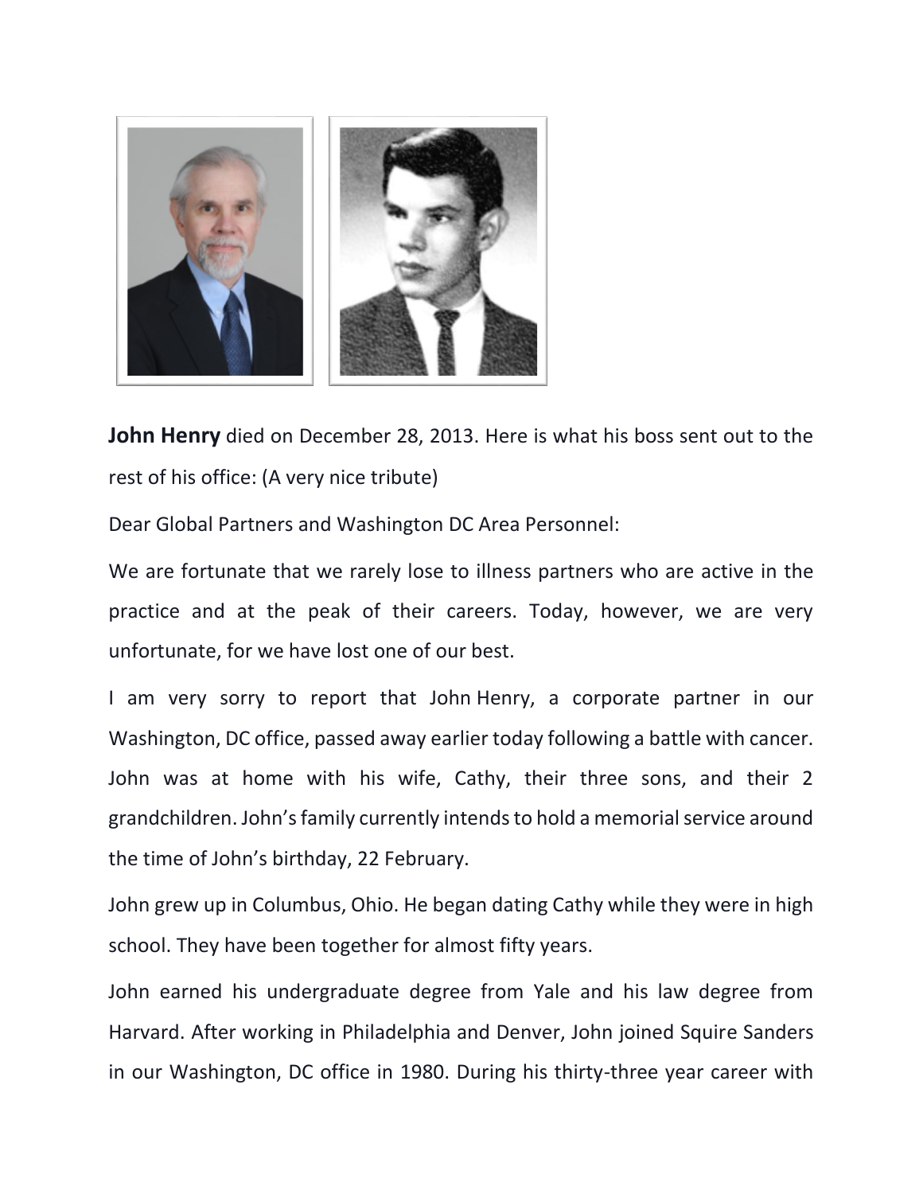**John Henry** died on December 28, 2013. Here is what his boss sent out to the rest of his office: (A very nice tribute)

Dear Global Partners and Washington DC Area Personnel:

We are fortunate that we rarely lose to illness partners who are active in the practice and at the peak of their careers. Today, however, we are very unfortunate, for we have lost one of our best.

I am very sorry to report that John Henry, a corporate partner in our Washington, DC office, passed away earlier today following a battle with cancer. John was at home with his wife, Cathy, their three sons, and their 2 grandchildren. John's family currently intends to hold a memorial service around the time of John's birthday, 22 February.

John grew up in Columbus, Ohio. He began dating Cathy while they were in high school. They have been together for almost fifty years.

John earned his undergraduate degree from Yale and his law degree from Harvard. After working in Philadelphia and Denver, John joined Squire Sanders in our Washington, DC office in 1980. During his thirty-three year career with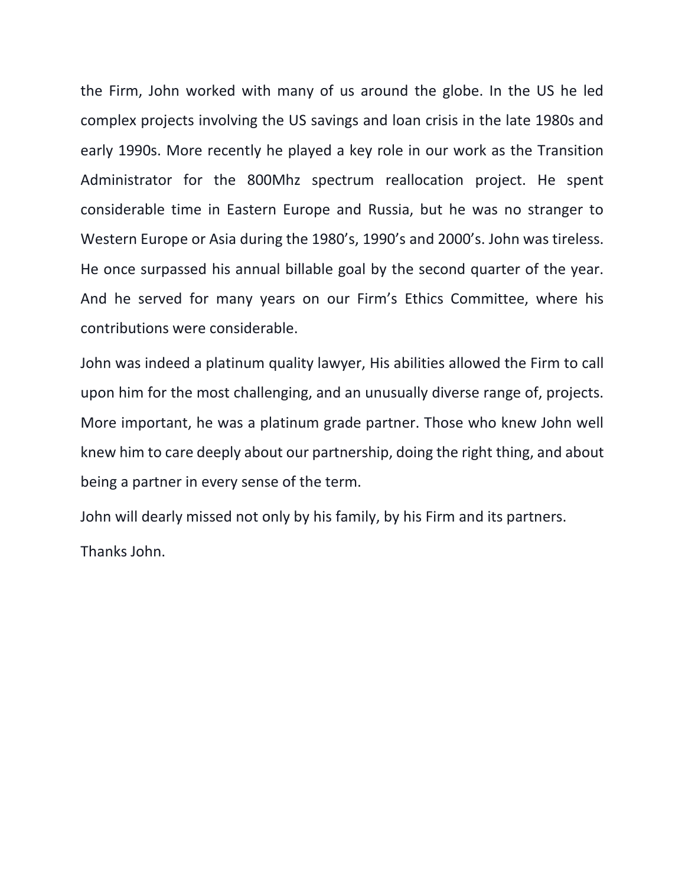the Firm, John worked with many of us around the globe. In the US he led complex projects involving the US savings and loan crisis in the late 1980s and early 1990s. More recently he played a key role in our work as the Transition Administrator for the 800Mhz spectrum reallocation project. He spent considerable time in Eastern Europe and Russia, but he was no stranger to Western Europe or Asia during the 1980's, 1990's and 2000's. John was tireless. He once surpassed his annual billable goal by the second quarter of the year. And he served for many years on our Firm's Ethics Committee, where his contributions were considerable.

John was indeed a platinum quality lawyer, His abilities allowed the Firm to call upon him for the most challenging, and an unusually diverse range of, projects. More important, he was a platinum grade partner. Those who knew John well knew him to care deeply about our partnership, doing the right thing, and about being a partner in every sense of the term.

John will dearly missed not only by his family, by his Firm and its partners.

Thanks John.